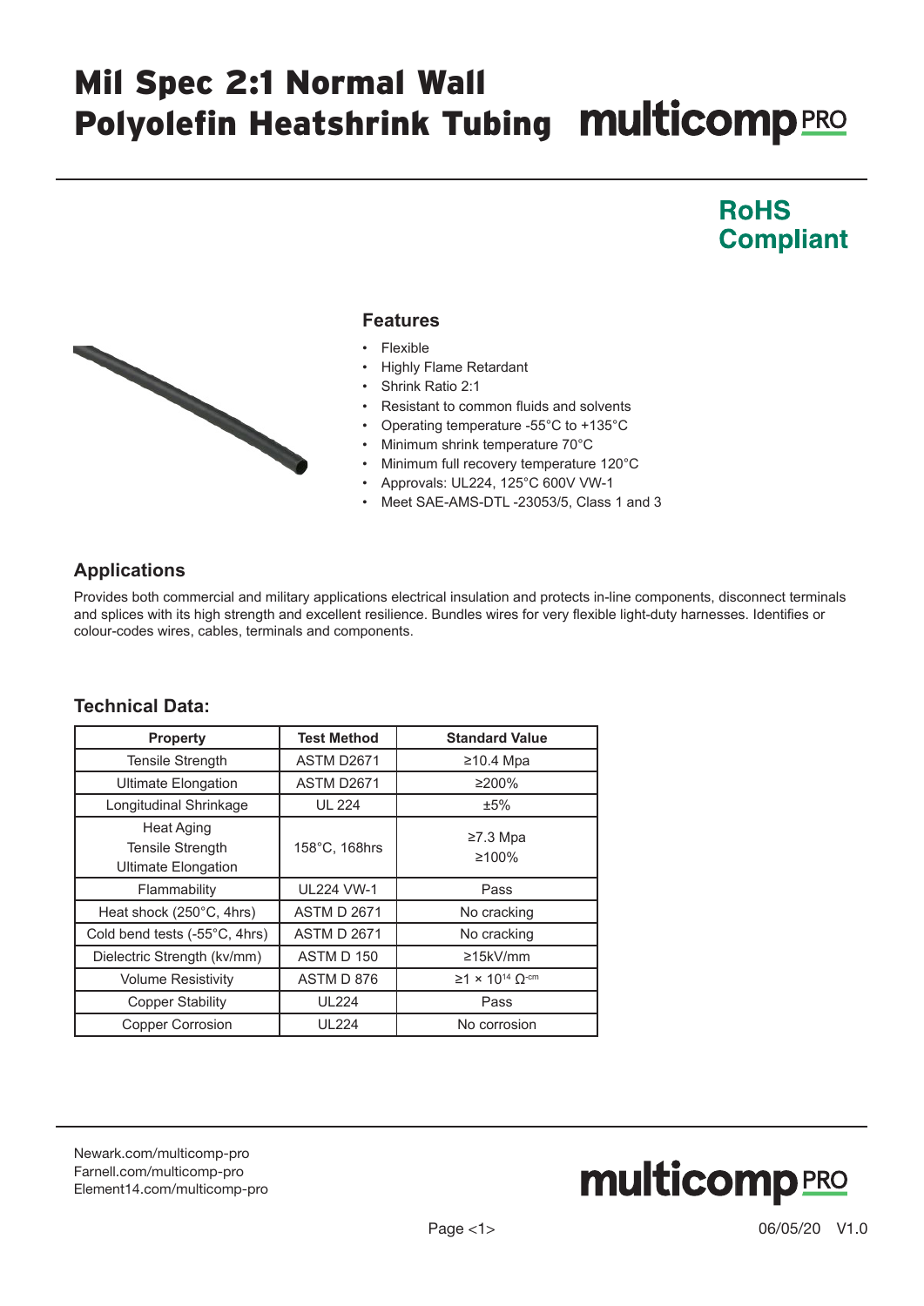# Mil Spec 2:1 Normal Wall Polyolefin Heatshrink Tubing

multicomp PRO

**RoHS Compliant**

## Features

- Flexible
- Highly Flame Retardant
- Shrink Ratio 2:1
- Resistant to common fluids and solvents
- Operating temperature -55°C to +135°C
- Minimum shrink temperature 70°C
- Minimum full recovery temperature 120°C
- Approvals: UL224, 125°C 600V VW-1
- Meet SAE-AMS-DTL -23053/5, Class 1 and 3

## Applications

Provides both commercial and military applications electrical insulation and protects in-line components, disconnect terminals and splices with its high strength and excellent resilience. Bundles wires for very flexible light-duty harnesses. Identifies or colour-codes wires, cables, terminals and components.

## Technical Data:

| Property | Test Method | Standard Value |
|---|---|---|
| Tensile Strength | ASTM D2671 | ≥10.4 Mpa |
| Ultimate Elongation | ASTM D2671 | ≥200% |
| Longitudinal Shrinkage | UL 224 | ±5% |
| Heat Aging<br>Tensile Strength<br>Ultimate Elongation | 158°C, 168hrs | ≥7.3 Mpa<br>≥100% |
| Flammability | UL224 VW-1 | Pass |
| Heat shock (250°C, 4hrs) | ASTM D 2671 | No cracking |
| Cold bend tests (-55°C, 4hrs) | ASTM D 2671 | No cracking |
| Dielectric Strength (kv/mm) | ASTM D 150 | ≥15kV/mm |
| Volume Resistivity | ASTM D 876 | $\geq 1 \times 10^{14}$ Ω-cm |
| Copper Stability | UL224 | Pass |
| Copper Corrosion | UL224 | No corrosion |

Newark.com/multicomp-pro
Farnell.com/multicomp-pro
Element14.com/multicomp-pro

06/05/20 V1.0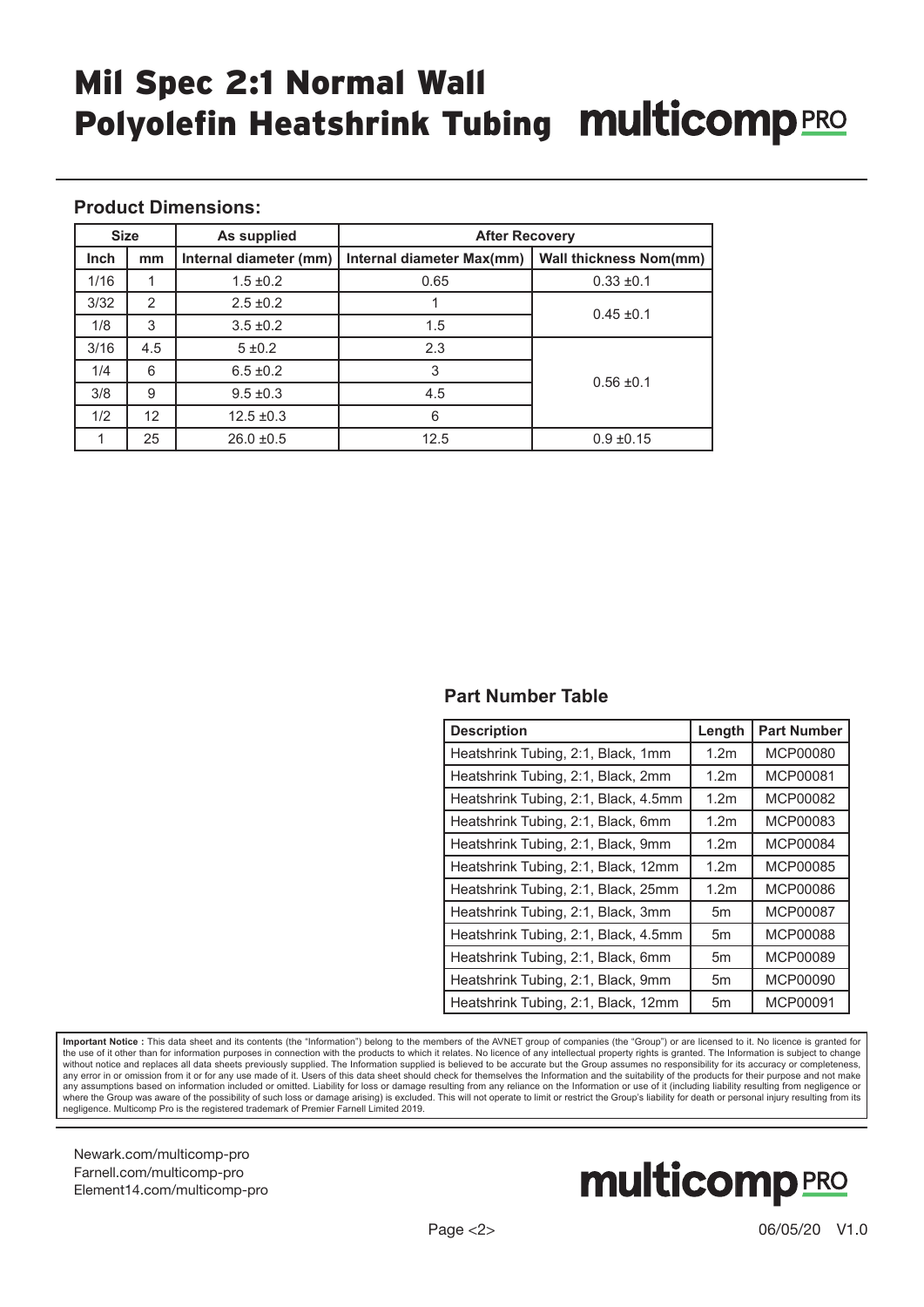# Mil Spec 2:1 Normal Wall Polyolefin Heatshrink Tubing

## Product Dimensions:

| Size | | As supplied | After Recovery | |
|---|---|---|---|---|
| Inch | mm | Internal diameter (mm) | Internal diameter Max(mm) | Wall thickness Nom(mm) |
| 1/16 | 1 | 1.5 ±0.2 | 0.65 | 0.33 ±0.1 |
| 3/32 | 2 | 2.5 ±0.2 | 1 | 0.45 ±0.1 |
| 1/8 | 3 | 3.5 ±0.2 | 1.5 | |
| 3/16 | 4.5 | 5 ±0.2 | 2.3 | 0.56 ±0.1 |
| 1/4 | 6 | 6.5 ±0.2 | 3 | |
| 3/8 | 9 | 9.5 ±0.3 | 4.5 | |
| 1/2 | 12 | 12.5 ±0.3 | 6 | |
| 1 | 25 | 26.0 ±0.5 | 12.5 | 0.9 ±0.15 |

## Part Number Table

| Description | Length | Part Number |
|---|---|---|
| Heatshrink Tubing, 2:1, Black, 1mm | 1.2m | MCP00080 |
| Heatshrink Tubing, 2:1, Black, 2mm | 1.2m | MCP00081 |
| Heatshrink Tubing, 2:1, Black, 4.5mm | 1.2m | MCP00082 |
| Heatshrink Tubing, 2:1, Black, 6mm | 1.2m | MCP00083 |
| Heatshrink Tubing, 2:1, Black, 9mm | 1.2m | MCP00084 |
| Heatshrink Tubing, 2:1, Black, 12mm | 1.2m | MCP00085 |
| Heatshrink Tubing, 2:1, Black, 25mm | 1.2m | MCP00086 |
| Heatshrink Tubing, 2:1, Black, 3mm | 5m | MCP00087 |
| Heatshrink Tubing, 2:1, Black, 4.5mm | 5m | MCP00088 |
| Heatshrink Tubing, 2:1, Black, 6mm | 5m | MCP00089 |
| Heatshrink Tubing, 2:1, Black, 9mm | 5m | MCP00090 |
| Heatshrink Tubing, 2:1, Black, 12mm | 5m | MCP00091 |

**Important Notice :** This data sheet and its contents (the "Information") belong to the members of the AVNET group of companies (the "Group") or are licensed to it. No licence is granted for the use of it other than for information purposes in connection with the products to which it relates. No licence of any intellectual property rights is granted. The Information is subject to change without notice and replaces all data sheets previously supplied. The Information supplied is believed to be accurate but the Group assumes no responsibility for its accuracy or completeness, any error in or omission from it or for any use made of it. Users of this data sheet should check for themselves the Information and the suitability of the products for their purpose and not make any assumptions based on information included or omitted. Liability for loss or damage resulting from any reliance on the Information or use of it (including liability resulting from negligence or where the Group was aware of the possibility of such loss or damage arising) is excluded. This will not operate to limit or restrict the Group's liability for death or personal injury resulting from its negligence. Multicomp Pro is the registered trademark of Premier Farnell Limited 2019.

Newark.com/multicomp-pro
Farnell.com/multicomp-pro
Element14.com/multicomp-pro

06/05/20 V1.0